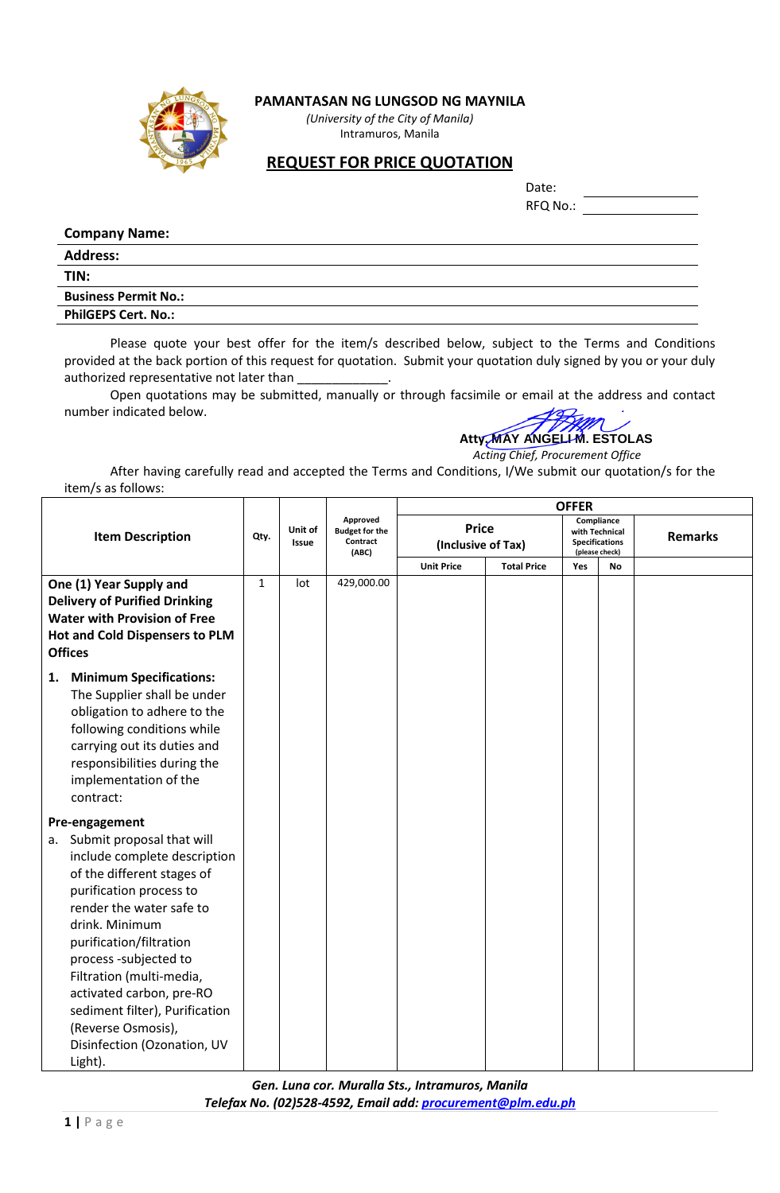**PAMANTASAN NG LUNGSOD NG MAYNILA**

*(University of the City of Manila)*

Intramuros, Manila

# REQUEST FOR PRICE QUOTATION

Date: ____________

RFQ No.: ____________

**Company Name:**

**Address:**

**TIN:**

**Business Permit No.:**

**PhilGEPS Cert. No.:**

Please quote your best offer for the item/s described below, subject to the Terms and Conditions provided at the back portion of this request for quotation. Submit your quotation duly signed by you or your duly authorized representative not later than _____________.

Open quotations may be submitted, manually or through facsimile or email at the address and contact number indicated below.

**Atty. MAY ANGELI M. ESTOLAS**
*Acting Chief, Procurement Office*

After having carefully read and accepted the Terms and Conditions, I/We submit our quotation/s for the item/s as follows:

| Item Description | Qty. | Unit of Issue | Approved Budget for the Contract (ABC) | OFFER | | | | |
|---|---|---|---|---|---|---|---|---|
| | | | | Price (Inclusive of Tax) | | Compliance with Technical Specifications (please check) | | Remarks |
| | | | | Unit Price | Total Price | Yes | No | |
| **One (1) Year Supply and Delivery of Purified Drinking Water with Provision of Free Hot and Cold Dispensers to PLM Offices**<br><br>**1. Minimum Specifications:** The Supplier shall be under obligation to adhere to the following conditions while carrying out its duties and responsibilities during the implementation of the contract:<br><br>**Pre-engagement**<br>a. Submit proposal that will include complete description of the different stages of purification process to render the water safe to drink. Minimum purification/filtration process -subjected to Filtration (multi-media, activated carbon, pre-RO sediment filter), Purification (Reverse Osmosis), Disinfection (Ozonation, UV Light). | 1 | lot | 429,000.00 | | | | | |

*Gen. Luna cor. Muralla Sts., Intramuros, Manila*
*Telefax No. (02)528-4592, Email add: procurement@plm.edu.ph*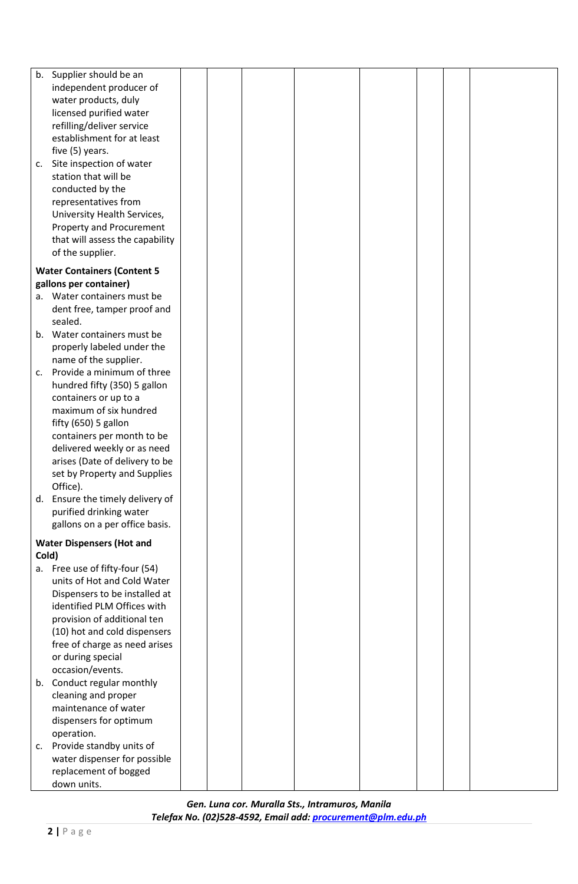| | | | | | | | |
|---|---|---|---|---|---|---|---|
| b. Supplier should be an independent producer of water products, duly licensed purified water refilling/deliver service establishment for at least five (5) years.<br>c. Site inspection of water station that will be conducted by the representatives from University Health Services, Property and Procurement that will assess the capability of the supplier.<br><br>**Water Containers (Content 5 gallons per container)**<br>a. Water containers must be dent free, tamper proof and sealed.<br>b. Water containers must be properly labeled under the name of the supplier.<br>c. Provide a minimum of three hundred fifty (350) 5 gallon containers or up to a maximum of six hundred fifty (650) 5 gallon containers per month to be delivered weekly or as need arises (Date of delivery to be set by Property and Supplies Office).<br>d. Ensure the timely delivery of purified drinking water gallons on a per office basis.<br><br>**Water Dispensers (Hot and Cold)**<br>a. Free use of fifty-four (54) units of Hot and Cold Water Dispensers to be installed at identified PLM Offices with provision of additional ten (10) hot and cold dispensers free of charge as need arises or during special occasion/events.<br>b. Conduct regular monthly cleaning and proper maintenance of water dispensers for optimum operation.<br>c. Provide standby units of water dispenser for possible replacement of bogged down units. | | | | | | | |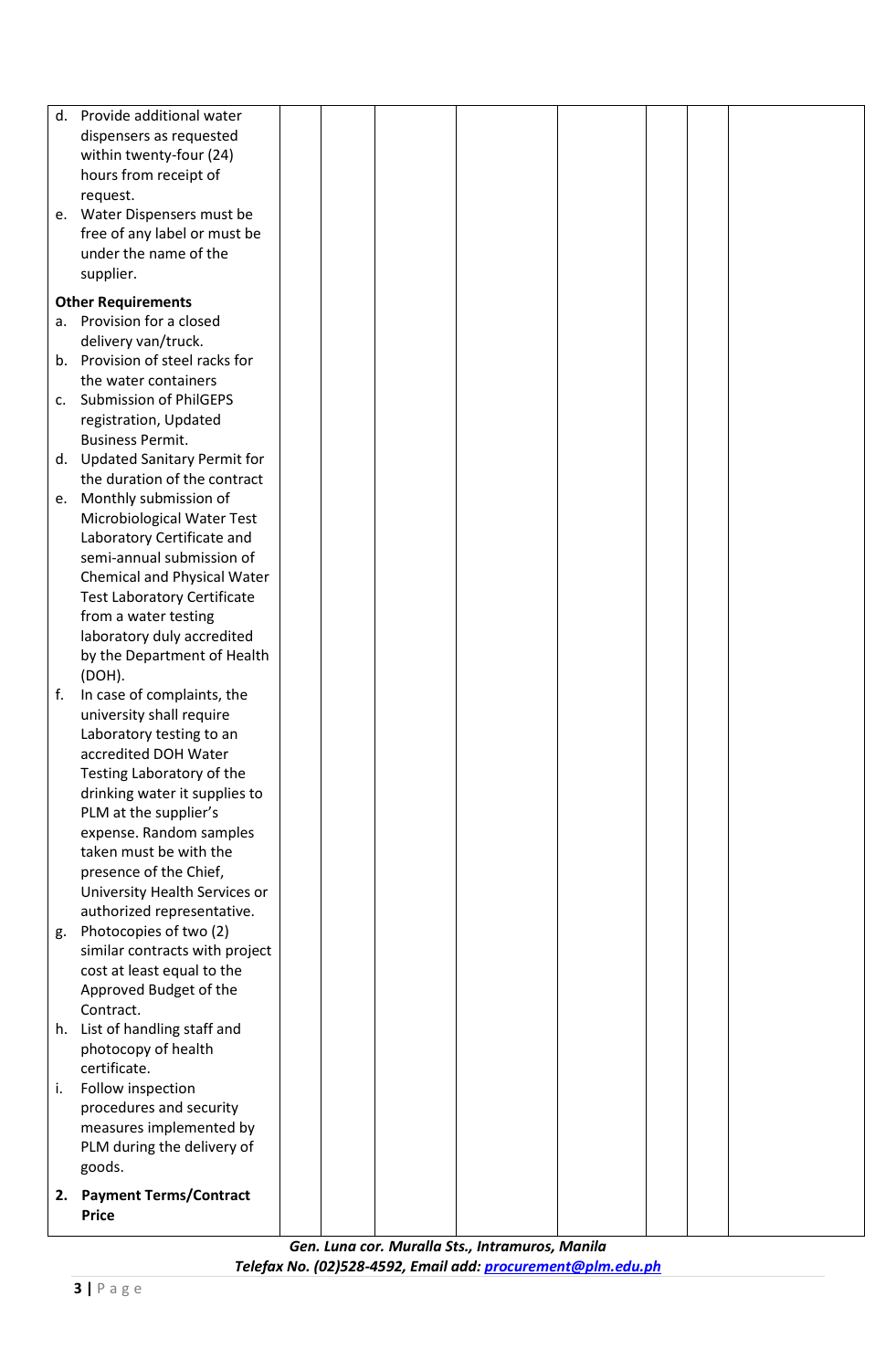| | | | | | | | | |
|---|---|---|---|---|---|---|---|---|
| d. Provide additional water dispensers as requested within twenty-four (24) hours from receipt of request.<br>e. Water Dispensers must be free of any label or must be under the name of the supplier.<br><br>**Other Requirements**<br>a. Provision for a closed delivery van/truck.<br>b. Provision of steel racks for the water containers<br>c. Submission of PhilGEPS registration, Updated Business Permit.<br>d. Updated Sanitary Permit for the duration of the contract<br>e. Monthly submission of Microbiological Water Test Laboratory Certificate and semi-annual submission of Chemical and Physical Water Test Laboratory Certificate from a water testing laboratory duly accredited by the Department of Health (DOH).<br>f. In case of complaints, the university shall require Laboratory testing to an accredited DOH Water Testing Laboratory of the drinking water it supplies to PLM at the supplier's expense. Random samples taken must be with the presence of the Chief, University Health Services or authorized representative.<br>g. Photocopies of two (2) similar contracts with project cost at least equal to the Approved Budget of the Contract.<br>h. List of handling staff and photocopy of health certificate.<br>i. Follow inspection procedures and security measures implemented by PLM during the delivery of goods.<br><br>**2. Payment Terms/Contract Price** | | | | | | | | |

*Gen. Luna cor. Muralla Sts., Intramuros, Manila*
*Telefax No. (02)528-4592, Email add: procurement@plm.edu.ph*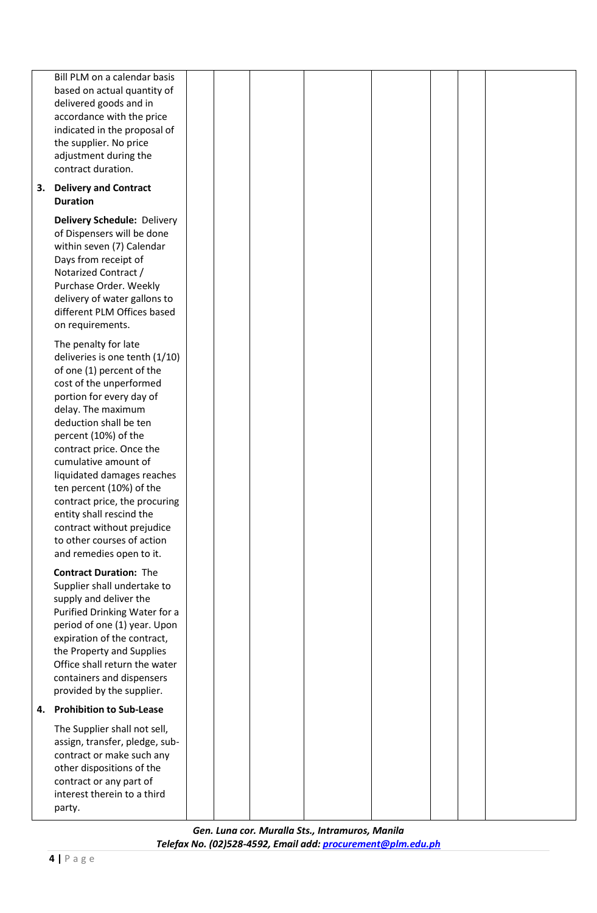| | | | | | | | |
|---|---|---|---|---|---|---|---|
| Bill PLM on a calendar basis based on actual quantity of delivered goods and in accordance with the price indicated in the proposal of the supplier. No price adjustment during the contract duration.<br><br>**3. Delivery and Contract Duration**<br><br>**Delivery Schedule:** Delivery of Dispensers will be done within seven (7) Calendar Days from receipt of Notarized Contract / Purchase Order. Weekly delivery of water gallons to different PLM Offices based on requirements.<br><br>The penalty for late deliveries is one tenth (1/10) of one (1) percent of the cost of the unperformed portion for every day of delay. The maximum deduction shall be ten percent (10%) of the contract price. Once the cumulative amount of liquidated damages reaches ten percent (10%) of the contract price, the procuring entity shall rescind the contract without prejudice to other courses of action and remedies open to it.<br><br>**Contract Duration:** The Supplier shall undertake to supply and deliver the Purified Drinking Water for a period of one (1) year. Upon expiration of the contract, the Property and Supplies Office shall return the water containers and dispensers provided by the supplier.<br><br>**4. Prohibition to Sub-Lease**<br><br>The Supplier shall not sell, assign, transfer, pledge, sub-contract or make such any other dispositions of the contract or any part of interest therein to a third party. | | | | | | | |

*Gen. Luna cor. Muralla Sts., Intramuros, Manila*
*Telefax No. (02)528-4592, Email add: procurement@plm.edu.ph*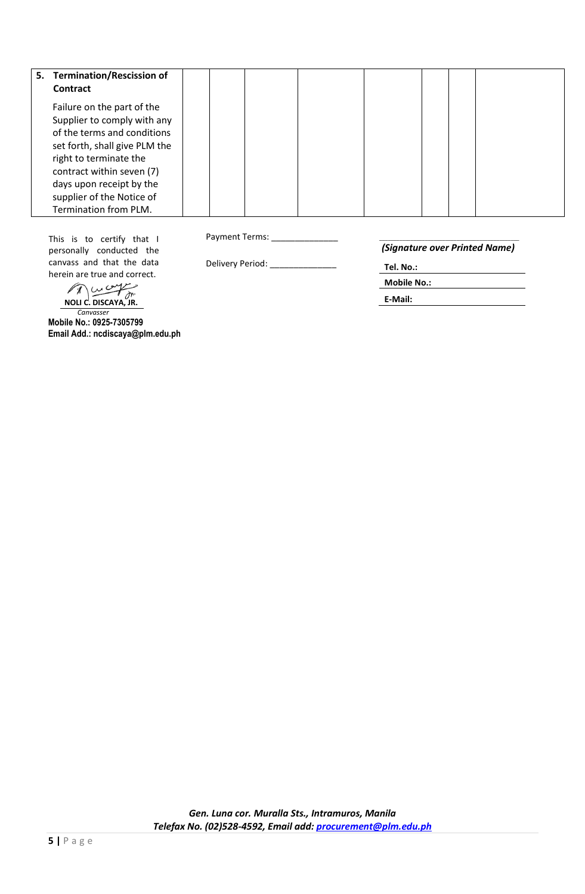| | | | | | | | | |
|---|---|---|---|---|---|---|---|---|
| **5. Termination/Rescission of Contract**<br><br>Failure on the part of the Supplier to comply with any of the terms and conditions set forth, shall give PLM the right to terminate the contract within seven (7) days upon receipt by the supplier of the Notice of Termination from PLM. | | | | | | | | |

This is to certify that I personally conducted the canvass and that the data herein are true and correct.

**NOLI C. DISCAYA, JR.**
*Canvasser*
**Mobile No.: 0925-7305799**
**Email Add.: ncdiscaya@plm.edu.ph**

Payment Terms: ______________

Delivery Period: ______________

______________________________
***(Signature over Printed Name)***

**Tel. No.:**

**Mobile No.:**

**E-Mail:**

***Gen. Luna cor. Muralla Sts., Intramuros, Manila***
***Telefax No. (02)528-4592, Email add: procurement@plm.edu.ph***